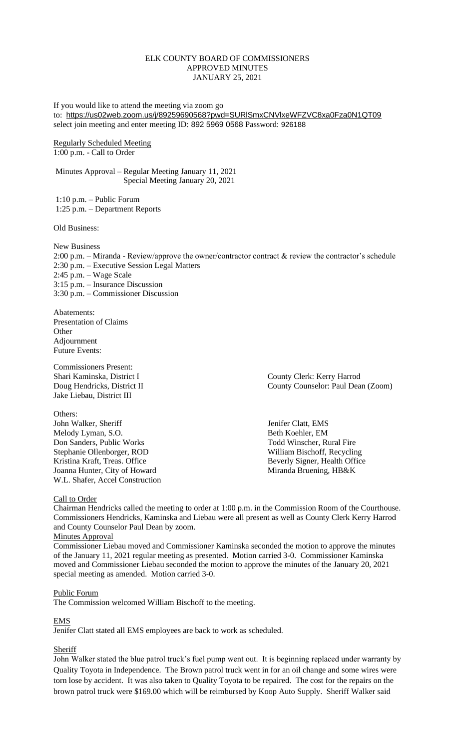# ELK COUNTY BOARD OF COMMISSIONERS
## APPROVED MINUTES
### JANUARY 25, 2021

If you would like to attend the meeting via zoom go to: https://us02web.zoom.us/j/89259690568?pwd=SURlSmxCNVlxeWFZVC8xa0Fza0N1QT09 select join meeting and enter meeting ID: 892 5969 0568 Password: 926188

Regularly Scheduled Meeting
1:00 p.m. - Call to Order

Minutes Approval – Regular Meeting January 11, 2021
Special Meeting January 20, 2021

1:10 p.m. – Public Forum
1:25 p.m. – Department Reports

Old Business:

New Business
2:00 p.m. – Miranda - Review/approve the owner/contractor contract & review the contractor's schedule
2:30 p.m. – Executive Session Legal Matters
2:45 p.m. – Wage Scale
3:15 p.m. – Insurance Discussion
3:30 p.m. – Commissioner Discussion

Abatements:
Presentation of Claims
Other
Adjournment
Future Events:

Commissioners Present:
Shari Kaminska, District I
Doug Hendricks, District II
Jake Liebau, District III

County Clerk: Kerry Harrod
County Counselor: Paul Dean (Zoom)

Others:
John Walker, Sheriff
Melody Lyman, S.O.
Don Sanders, Public Works
Stephanie Ollenborger, ROD
Kristina Kraft, Treas. Office
Joanna Hunter, City of Howard
W.L. Shafer, Accel Construction

Jenifer Clatt, EMS
Beth Koehler, EM
Todd Winscher, Rural Fire
William Bischoff, Recycling
Beverly Signer, Health Office
Miranda Bruening, HB&K

Call to Order
Chairman Hendricks called the meeting to order at 1:00 p.m. in the Commission Room of the Courthouse. Commissioners Hendricks, Kaminska and Liebau were all present as well as County Clerk Kerry Harrod and County Counselor Paul Dean by zoom.

Minutes Approval
Commissioner Liebau moved and Commissioner Kaminska seconded the motion to approve the minutes of the January 11, 2021 regular meeting as presented. Motion carried 3-0. Commissioner Kaminska moved and Commissioner Liebau seconded the motion to approve the minutes of the January 20, 2021 special meeting as amended. Motion carried 3-0.

Public Forum
The Commission welcomed William Bischoff to the meeting.

EMS
Jenifer Clatt stated all EMS employees are back to work as scheduled.

Sheriff
John Walker stated the blue patrol truck's fuel pump went out. It is beginning replaced under warranty by Quality Toyota in Independence. The Brown patrol truck went in for an oil change and some wires were torn lose by accident. It was also taken to Quality Toyota to be repaired. The cost for the repairs on the brown patrol truck were $169.00 which will be reimbursed by Koop Auto Supply. Sheriff Walker said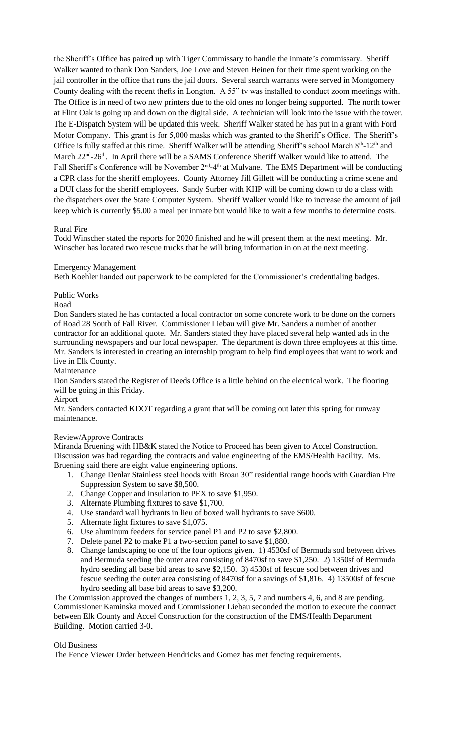the Sheriff's Office has paired up with Tiger Commissary to handle the inmate's commissary. Sheriff Walker wanted to thank Don Sanders, Joe Love and Steven Heinen for their time spent working on the jail controller in the office that runs the jail doors. Several search warrants were served in Montgomery County dealing with the recent thefts in Longton. A 55" tv was installed to conduct zoom meetings with. The Office is in need of two new printers due to the old ones no longer being supported. The north tower at Flint Oak is going up and down on the digital side. A technician will look into the issue with the tower. The E-Dispatch System will be updated this week. Sheriff Walker stated he has put in a grant with Ford Motor Company. This grant is for 5,000 masks which was granted to the Sheriff's Office. The Sheriff's Office is fully staffed at this time. Sheriff Walker will be attending Sheriff's school March 8th-12th and March 22nd-26th. In April there will be a SAMS Conference Sheriff Walker would like to attend. The Fall Sheriff's Conference will be November 2nd-4th at Mulvane. The EMS Department will be conducting a CPR class for the sheriff employees. County Attorney Jill Gillett will be conducting a crime scene and a DUI class for the sheriff employees. Sandy Surber with KHP will be coming down to do a class with the dispatchers over the State Computer System. Sheriff Walker would like to increase the amount of jail keep which is currently $5.00 a meal per inmate but would like to wait a few months to determine costs.

Rural Fire

Todd Winscher stated the reports for 2020 finished and he will present them at the next meeting. Mr. Winscher has located two rescue trucks that he will bring information in on at the next meeting.

Emergency Management

Beth Koehler handed out paperwork to be completed for the Commissioner's credentialing badges.

Public Works

Road

Don Sanders stated he has contacted a local contractor on some concrete work to be done on the corners of Road 28 South of Fall River. Commissioner Liebau will give Mr. Sanders a number of another contractor for an additional quote. Mr. Sanders stated they have placed several help wanted ads in the surrounding newspapers and our local newspaper. The department is down three employees at this time. Mr. Sanders is interested in creating an internship program to help find employees that want to work and live in Elk County.

Maintenance

Don Sanders stated the Register of Deeds Office is a little behind on the electrical work. The flooring will be going in this Friday.

Airport

Mr. Sanders contacted KDOT regarding a grant that will be coming out later this spring for runway maintenance.

Review/Approve Contracts

Miranda Bruening with HB&K stated the Notice to Proceed has been given to Accel Construction. Discussion was had regarding the contracts and value engineering of the EMS/Health Facility. Ms. Bruening said there are eight value engineering options.

1. Change Denlar Stainless steel hoods with Broan 30" residential range hoods with Guardian Fire Suppression System to save $8,500.
2. Change Copper and insulation to PEX to save $1,950.
3. Alternate Plumbing fixtures to save $1,700.
4. Use standard wall hydrants in lieu of boxed wall hydrants to save $600.
5. Alternate light fixtures to save $1,075.
6. Use aluminum feeders for service panel P1 and P2 to save $2,800.
7. Delete panel P2 to make P1 a two-section panel to save $1,880.
8. Change landscaping to one of the four options given. 1) 4530sf of Bermuda sod between drives and Bermuda seeding the outer area consisting of 8470sf to save $1,250. 2) 1350sf of Bermuda hydro seeding all base bid areas to save $2,150. 3) 4530sf of fescue sod between drives and fescue seeding the outer area consisting of 8470sf for a savings of $1,816. 4) 13500sf of fescue hydro seeding all base bid areas to save $3,200.

The Commission approved the changes of numbers 1, 2, 3, 5, 7 and numbers 4, 6, and 8 are pending. Commissioner Kaminska moved and Commissioner Liebau seconded the motion to execute the contract between Elk County and Accel Construction for the construction of the EMS/Health Department Building. Motion carried 3-0.

Old Business

The Fence Viewer Order between Hendricks and Gomez has met fencing requirements.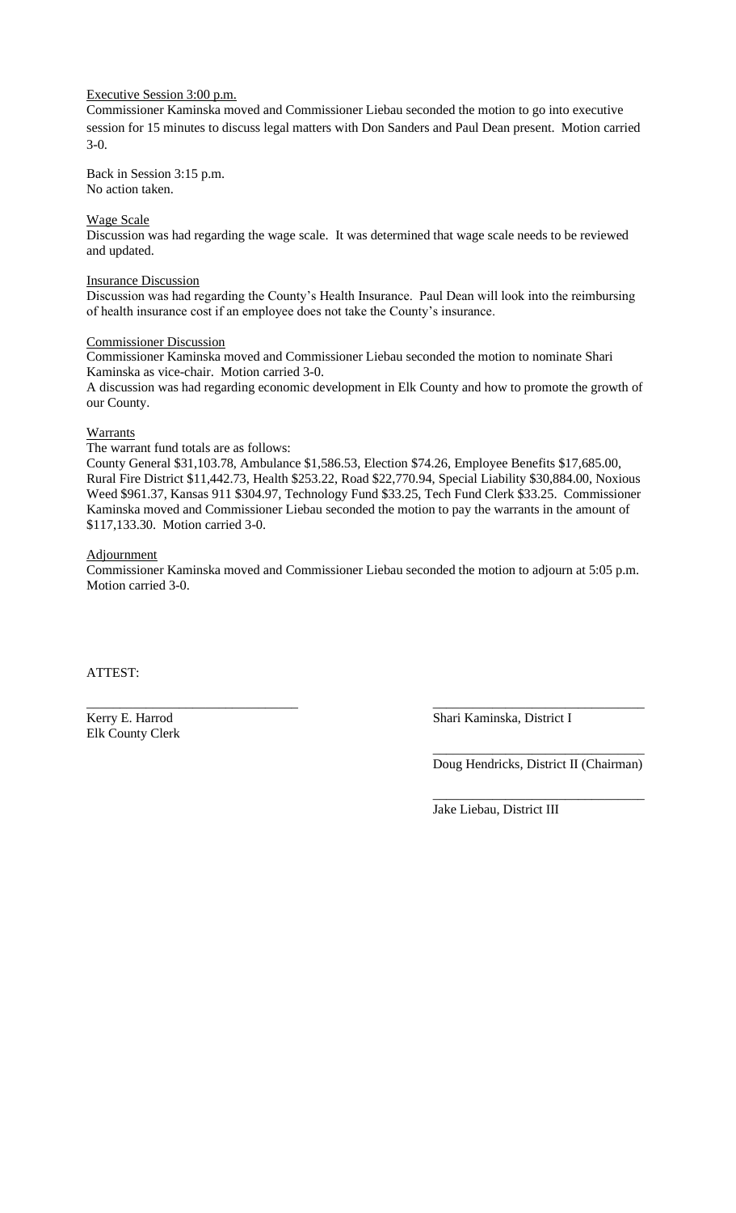Executive Session 3:00 p.m.

Commissioner Kaminska moved and Commissioner Liebau seconded the motion to go into executive session for 15 minutes to discuss legal matters with Don Sanders and Paul Dean present. Motion carried 3-0.

Back in Session 3:15 p.m.
No action taken.

Wage Scale

Discussion was had regarding the wage scale. It was determined that wage scale needs to be reviewed and updated.

Insurance Discussion

Discussion was had regarding the County's Health Insurance. Paul Dean will look into the reimbursing of health insurance cost if an employee does not take the County's insurance.

Commissioner Discussion

Commissioner Kaminska moved and Commissioner Liebau seconded the motion to nominate Shari Kaminska as vice-chair. Motion carried 3-0.

A discussion was had regarding economic development in Elk County and how to promote the growth of our County.

Warrants

The warrant fund totals are as follows:

County General $31,103.78, Ambulance $1,586.53, Election $74.26, Employee Benefits $17,685.00, Rural Fire District $11,442.73, Health $253.22, Road $22,770.94, Special Liability $30,884.00, Noxious Weed $961.37, Kansas 911 $304.97, Technology Fund $33.25, Tech Fund Clerk $33.25. Commissioner Kaminska moved and Commissioner Liebau seconded the motion to pay the warrants in the amount of $117,133.30. Motion carried 3-0.

Adjournment

Commissioner Kaminska moved and Commissioner Liebau seconded the motion to adjourn at 5:05 p.m. Motion carried 3-0.

ATTEST:

_______________________________
Kerry E. Harrod
Elk County Clerk

_______________________________
Shari Kaminska, District I

_______________________________
Doug Hendricks, District II (Chairman)

_______________________________
Jake Liebau, District III